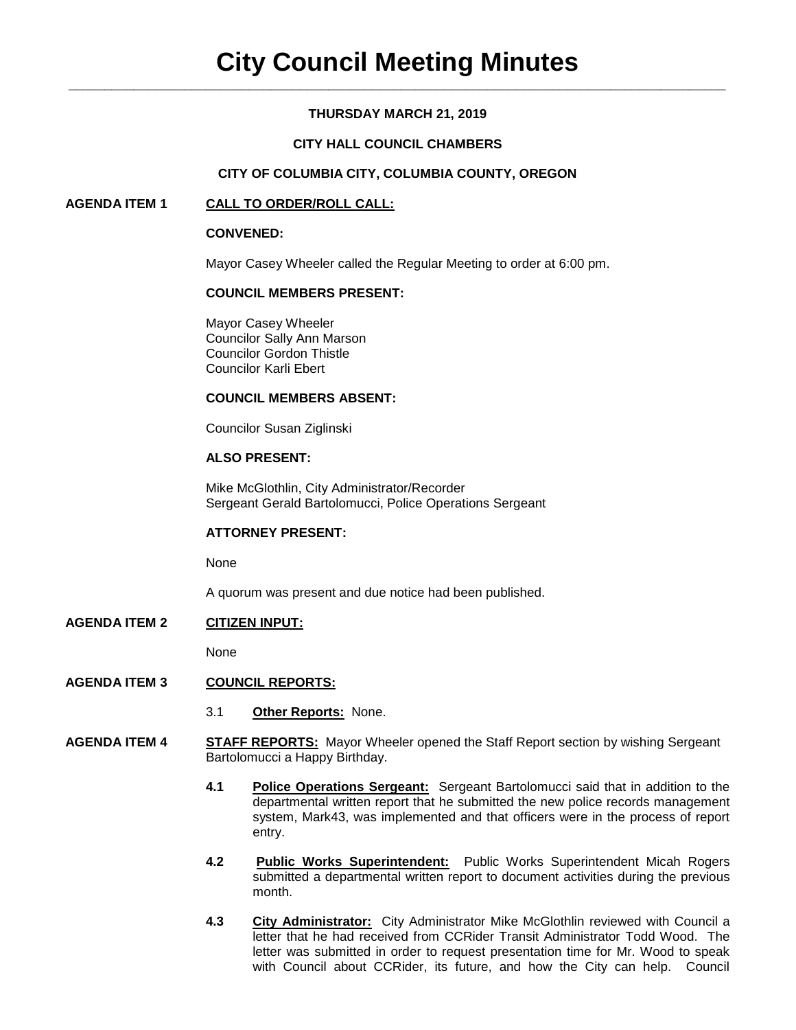# City Council Meeting Minutes

**THURSDAY MARCH 21, 2019**

**CITY HALL COUNCIL CHAMBERS**

**CITY OF COLUMBIA CITY, COLUMBIA COUNTY, OREGON**

**AGENDA ITEM 1** **CALL TO ORDER/ROLL CALL:**

**CONVENED:**

Mayor Casey Wheeler called the Regular Meeting to order at 6:00 pm.

**COUNCIL MEMBERS PRESENT:**

Mayor Casey Wheeler
Councilor Sally Ann Marson
Councilor Gordon Thistle
Councilor Karli Ebert

**COUNCIL MEMBERS ABSENT:**

Councilor Susan Ziglinski

**ALSO PRESENT:**

Mike McGlothlin, City Administrator/Recorder
Sergeant Gerald Bartolomucci, Police Operations Sergeant

**ATTORNEY PRESENT:**

None

A quorum was present and due notice had been published.

**AGENDA ITEM 2** **CITIZEN INPUT:**

None

**AGENDA ITEM 3** **COUNCIL REPORTS:**

3.1 **Other Reports:** None.

**AGENDA ITEM 4** **STAFF REPORTS:** Mayor Wheeler opened the Staff Report section by wishing Sergeant Bartolomucci a Happy Birthday.

**4.1** **Police Operations Sergeant:** Sergeant Bartolomucci said that in addition to the departmental written report that he submitted the new police records management system, Mark43, was implemented and that officers were in the process of report entry.

**4.2** **Public Works Superintendent:** Public Works Superintendent Micah Rogers submitted a departmental written report to document activities during the previous month.

**4.3** **City Administrator:** City Administrator Mike McGlothlin reviewed with Council a letter that he had received from CCRider Transit Administrator Todd Wood. The letter was submitted in order to request presentation time for Mr. Wood to speak with Council about CCRider, its future, and how the City can help. Council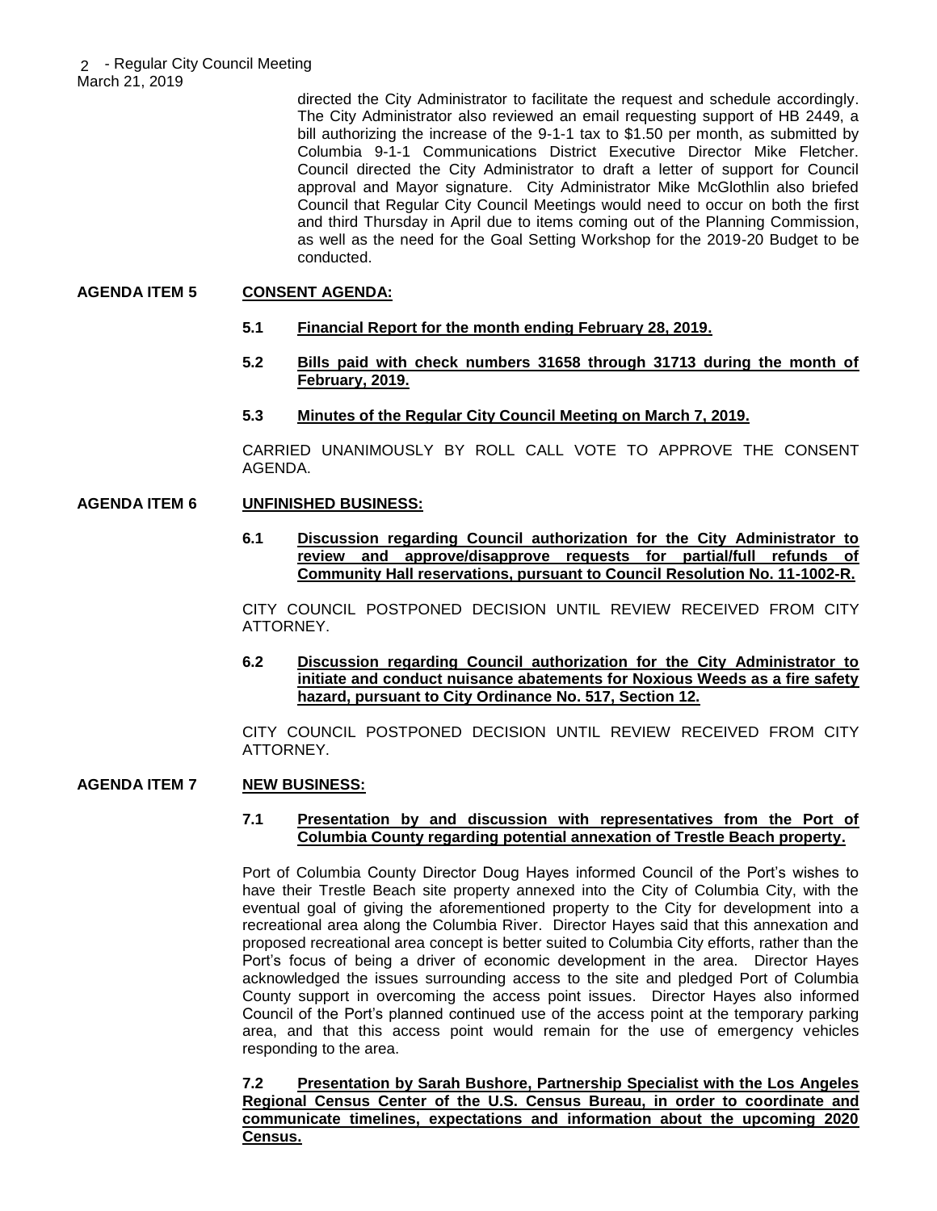directed the City Administrator to facilitate the request and schedule accordingly. The City Administrator also reviewed an email requesting support of HB 2449, a bill authorizing the increase of the 9-1-1 tax to $1.50 per month, as submitted by Columbia 9-1-1 Communications District Executive Director Mike Fletcher. Council directed the City Administrator to draft a letter of support for Council approval and Mayor signature. City Administrator Mike McGlothlin also briefed Council that Regular City Council Meetings would need to occur on both the first and third Thursday in April due to items coming out of the Planning Commission, as well as the need for the Goal Setting Workshop for the 2019-20 Budget to be conducted.

**AGENDA ITEM 5 CONSENT AGENDA:**

**5.1 Financial Report for the month ending February 28, 2019.**

**5.2 Bills paid with check numbers 31658 through 31713 during the month of February, 2019.**

**5.3 Minutes of the Regular City Council Meeting on March 7, 2019.**

CARRIED UNANIMOUSLY BY ROLL CALL VOTE TO APPROVE THE CONSENT AGENDA.

**AGENDA ITEM 6 UNFINISHED BUSINESS:**

**6.1 Discussion regarding Council authorization for the City Administrator to review and approve/disapprove requests for partial/full refunds of Community Hall reservations, pursuant to Council Resolution No. 11-1002-R.**

CITY COUNCIL POSTPONED DECISION UNTIL REVIEW RECEIVED FROM CITY ATTORNEY.

**6.2 Discussion regarding Council authorization for the City Administrator to initiate and conduct nuisance abatements for Noxious Weeds as a fire safety hazard, pursuant to City Ordinance No. 517, Section 12.**

CITY COUNCIL POSTPONED DECISION UNTIL REVIEW RECEIVED FROM CITY ATTORNEY.

**AGENDA ITEM 7 NEW BUSINESS:**

**7.1 Presentation by and discussion with representatives from the Port of Columbia County regarding potential annexation of Trestle Beach property.**

Port of Columbia County Director Doug Hayes informed Council of the Port's wishes to have their Trestle Beach site property annexed into the City of Columbia City, with the eventual goal of giving the aforementioned property to the City for development into a recreational area along the Columbia River. Director Hayes said that this annexation and proposed recreational area concept is better suited to Columbia City efforts, rather than the Port's focus of being a driver of economic development in the area. Director Hayes acknowledged the issues surrounding access to the site and pledged Port of Columbia County support in overcoming the access point issues. Director Hayes also informed Council of the Port's planned continued use of the access point at the temporary parking area, and that this access point would remain for the use of emergency vehicles responding to the area.

**7.2 Presentation by Sarah Bushore, Partnership Specialist with the Los Angeles Regional Census Center of the U.S. Census Bureau, in order to coordinate and communicate timelines, expectations and information about the upcoming 2020 Census.**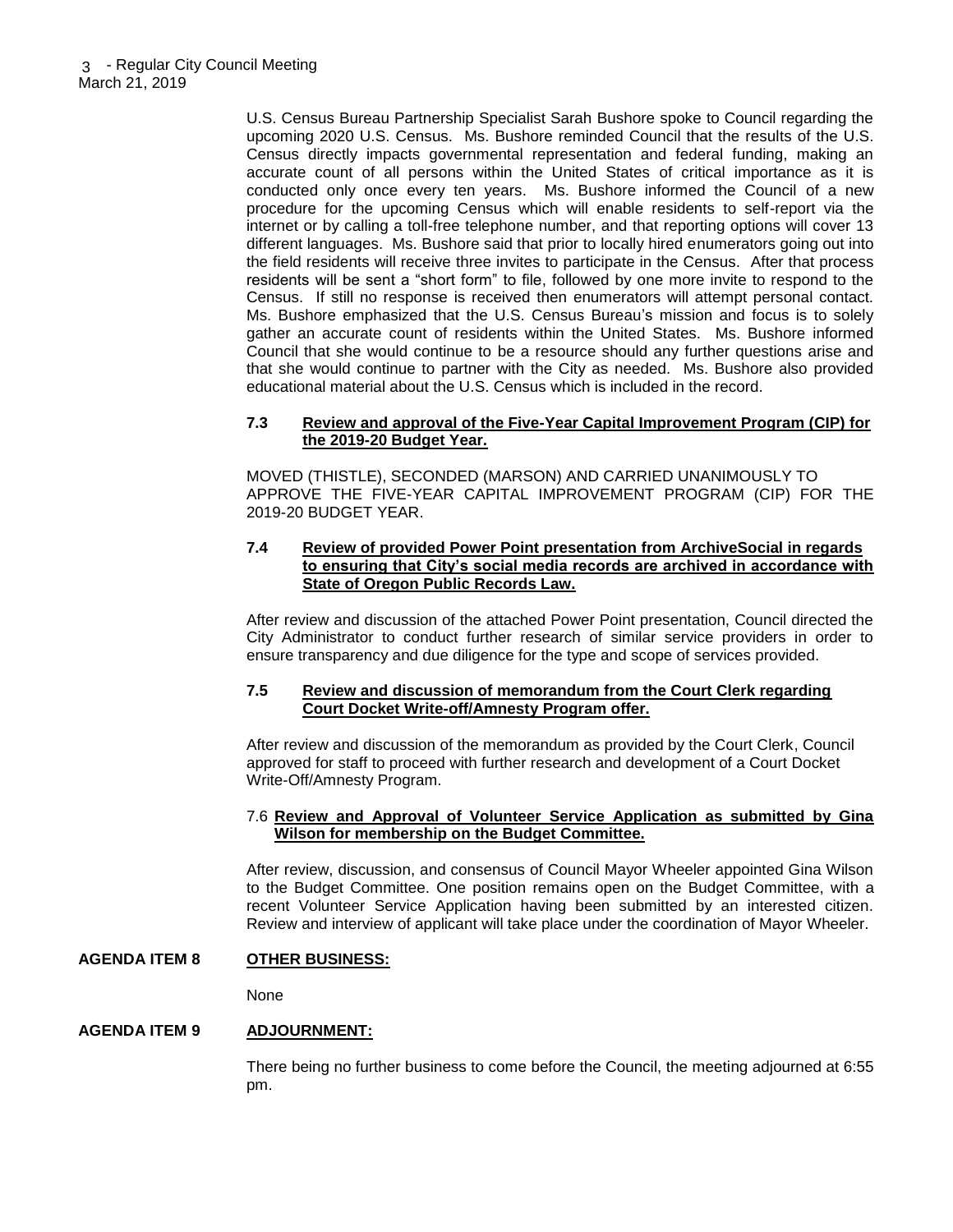U.S. Census Bureau Partnership Specialist Sarah Bushore spoke to Council regarding the upcoming 2020 U.S. Census. Ms. Bushore reminded Council that the results of the U.S. Census directly impacts governmental representation and federal funding, making an accurate count of all persons within the United States of critical importance as it is conducted only once every ten years. Ms. Bushore informed the Council of a new procedure for the upcoming Census which will enable residents to self-report via the internet or by calling a toll-free telephone number, and that reporting options will cover 13 different languages. Ms. Bushore said that prior to locally hired enumerators going out into the field residents will receive three invites to participate in the Census. After that process residents will be sent a "short form" to file, followed by one more invite to respond to the Census. If still no response is received then enumerators will attempt personal contact. Ms. Bushore emphasized that the U.S. Census Bureau's mission and focus is to solely gather an accurate count of residents within the United States. Ms. Bushore informed Council that she would continue to be a resource should any further questions arise and that she would continue to partner with the City as needed. Ms. Bushore also provided educational material about the U.S. Census which is included in the record.

**7.3 Review and approval of the Five-Year Capital Improvement Program (CIP) for the 2019-20 Budget Year.**

MOVED (THISTLE), SECONDED (MARSON) AND CARRIED UNANIMOUSLY TO APPROVE THE FIVE-YEAR CAPITAL IMPROVEMENT PROGRAM (CIP) FOR THE 2019-20 BUDGET YEAR.

**7.4 Review of provided Power Point presentation from ArchiveSocial in regards to ensuring that City's social media records are archived in accordance with State of Oregon Public Records Law.**

After review and discussion of the attached Power Point presentation, Council directed the City Administrator to conduct further research of similar service providers in order to ensure transparency and due diligence for the type and scope of services provided.

**7.5 Review and discussion of memorandum from the Court Clerk regarding Court Docket Write-off/Amnesty Program offer.**

After review and discussion of the memorandum as provided by the Court Clerk, Council approved for staff to proceed with further research and development of a Court Docket Write-Off/Amnesty Program.

7.6 **Review and Approval of Volunteer Service Application as submitted by Gina Wilson for membership on the Budget Committee.**

After review, discussion, and consensus of Council Mayor Wheeler appointed Gina Wilson to the Budget Committee. One position remains open on the Budget Committee, with a recent Volunteer Service Application having been submitted by an interested citizen. Review and interview of applicant will take place under the coordination of Mayor Wheeler.

**AGENDA ITEM 8 OTHER BUSINESS:**

None

**AGENDA ITEM 9 ADJOURNMENT:**

There being no further business to come before the Council, the meeting adjourned at 6:55 pm.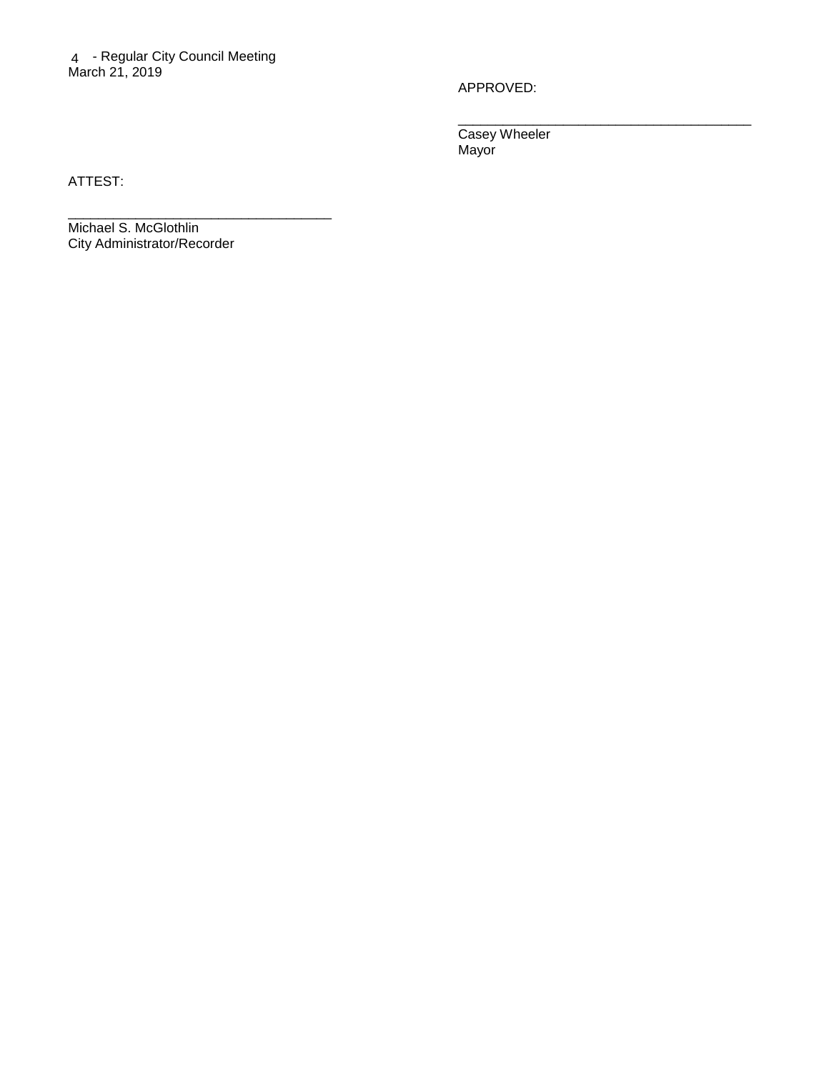APPROVED:

\_\_\_\_\_\_\_\_\_\_\_\_\_\_\_\_\_\_\_\_\_\_\_\_\_\_\_\_\_\_\_\_\_\_\_\_\_\_\_\_

Casey Wheeler
Mayor

ATTEST:

\_\_\_\_\_\_\_\_\_\_\_\_\_\_\_\_\_\_\_\_\_\_\_\_\_\_\_\_\_\_\_\_\_\_\_\_

Michael S. McGlothlin
City Administrator/Recorder